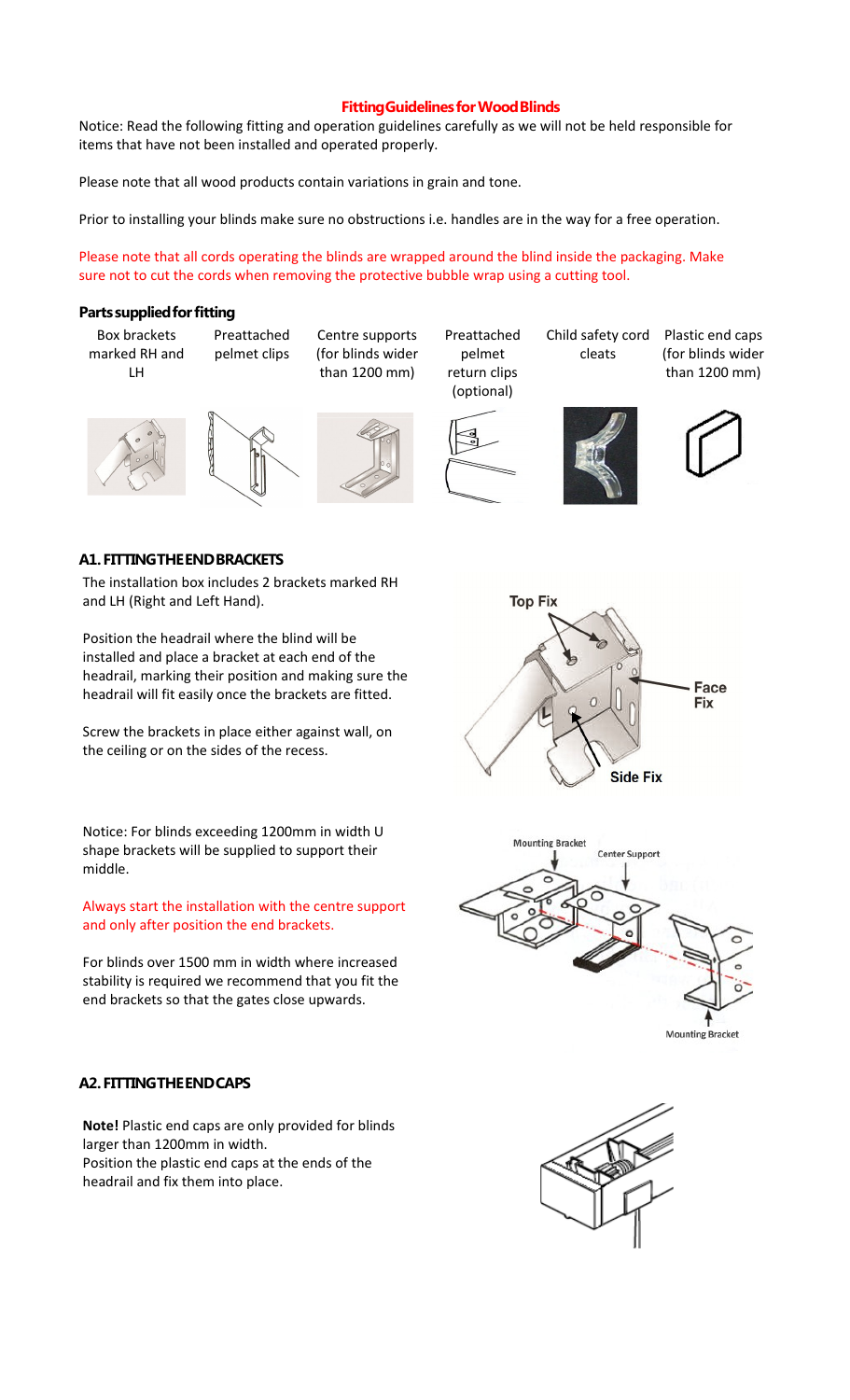# Fitting Guidelines for Wood Blinds

Notice: Read the following fitting and operation guidelines carefully as we will not be held responsible for items that have not been installed and operated properly.

Please note that all wood products contain variations in grain and tone.

Prior to installing your blinds make sure no obstructions i.e. handles are in the way for a free operation.

Please note that all cords operating the blinds are wrapped around the blind inside the packaging. Make sure not to cut the cords when removing the protective bubble wrap using a cutting tool.

## Parts supplied for fitting

- Box brackets marked RH and LH
- Preattached pelmet clips
- Centre supports (for blinds wider than 1200 mm)
- Preattached pelmet return clips (optional)
- Child safety cord cleats
- Plastic end caps (for blinds wider than 1200 mm)

## A1. FITTING THE END BRACKETS

The installation box includes 2 brackets marked RH and LH (Right and Left Hand).

Position the headrail where the blind will be installed and place a bracket at each end of the headrail, marking their position and making sure the headrail will fit easily once the brackets are fitted.

Screw the brackets in place either against wall, on the ceiling or on the sides of the recess.

Top Fix

Face Fix

Side Fix

Notice: For blinds exceeding 1200mm in width U shape brackets will be supplied to support their middle.

Always start the installation with the centre support and only after position the end brackets.

For blinds over 1500 mm in width where increased stability is required we recommend that you fit the end brackets so that the gates close upwards.

Mounting Bracket

Center Support

Mounting Bracket

## A2. FITTING THE END CAPS

**Note!** Plastic end caps are only provided for blinds larger than 1200mm in width.
Position the plastic end caps at the ends of the headrail and fix them into place.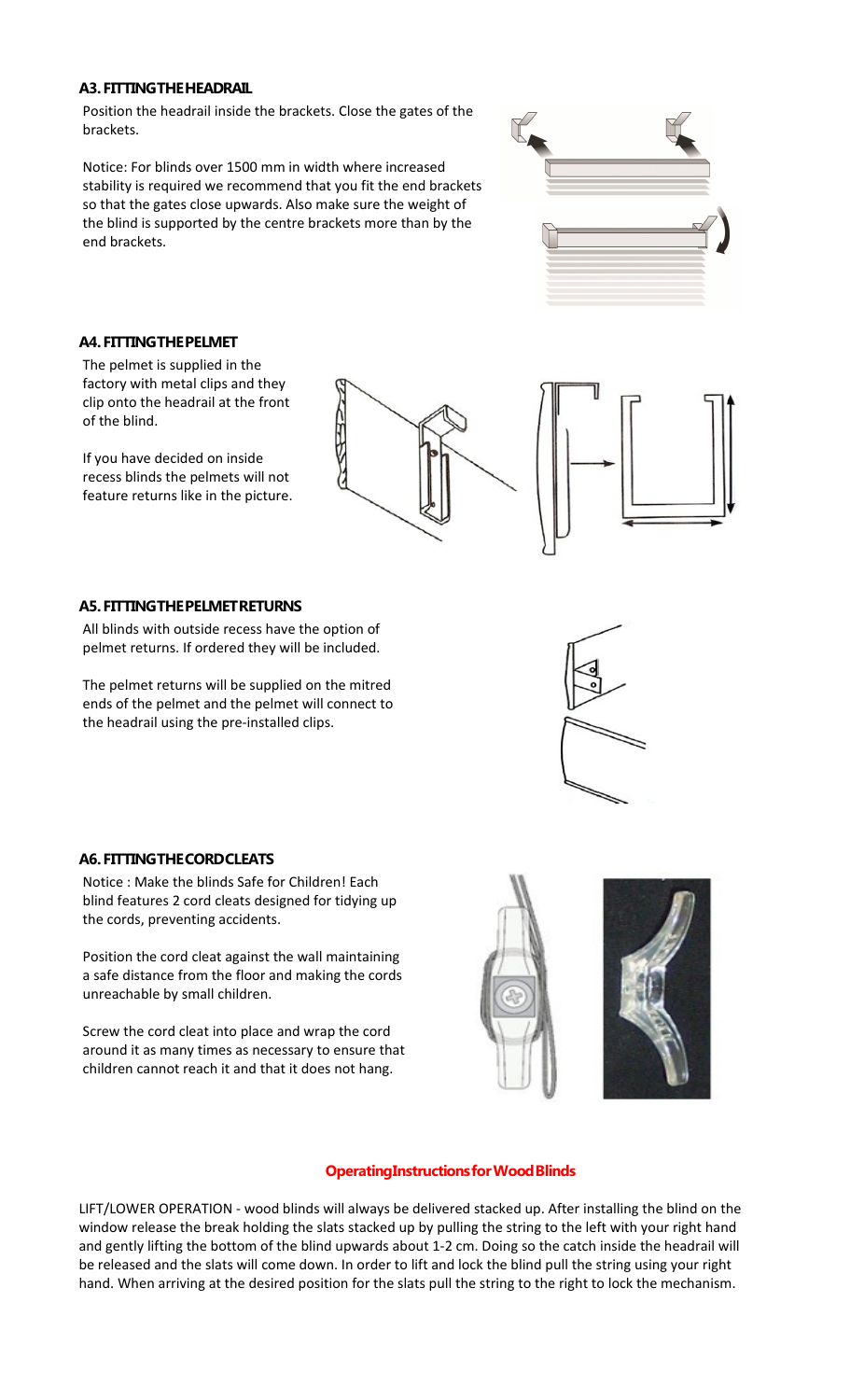### A3. FITTING THE HEADRAIL

Position the headrail inside the brackets. Close the gates of the brackets.

Notice: For blinds over 1500 mm in width where increased stability is required we recommend that you fit the end brackets so that the gates close upwards. Also make sure the weight of the blind is supported by the centre brackets more than by the end brackets.

### A4. FITTING THE PELMET

The pelmet is supplied in the factory with metal clips and they clip onto the headrail at the front of the blind.

If you have decided on inside recess blinds the pelmets will not feature returns like in the picture.

### A5. FITTING THE PELMET RETURNS

All blinds with outside recess have the option of pelmet returns. If ordered they will be included.

The pelmet returns will be supplied on the mitred ends of the pelmet and the pelmet will connect to the headrail using the pre-installed clips.

### A6. FITTING THE CORD CLEATS

Notice : Make the blinds Safe for Children! Each blind features 2 cord cleats designed for tidying up the cords, preventing accidents.

Position the cord cleat against the wall maintaining a safe distance from the floor and making the cords unreachable by small children.

Screw the cord cleat into place and wrap the cord around it as many times as necessary to ensure that children cannot reach it and that it does not hang.

## Operating Instructions for Wood Blinds

LIFT/LOWER OPERATION - wood blinds will always be delivered stacked up. After installing the blind on the window release the break holding the slats stacked up by pulling the string to the left with your right hand and gently lifting the bottom of the blind upwards about 1-2 cm. Doing so the catch inside the headrail will be released and the slats will come down. In order to lift and lock the blind pull the string using your right hand. When arriving at the desired position for the slats pull the string to the right to lock the mechanism.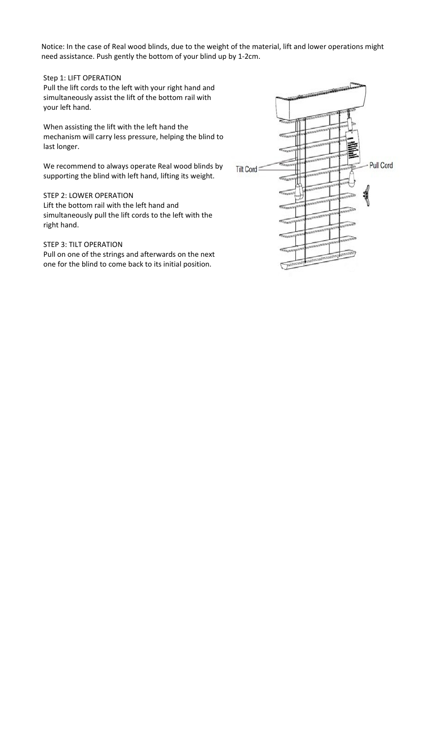Notice: In the case of Real wood blinds, due to the weight of the material, lift and lower operations might need assistance. Push gently the bottom of your blind up by 1-2cm.

## Step 1: LIFT OPERATION

Pull the lift cords to the left with your right hand and simultaneously assist the lift of the bottom rail with your left hand.

When assisting the lift with the left hand the mechanism will carry less pressure, helping the blind to last longer.

We recommend to always operate Real wood blinds by supporting the blind with left hand, lifting its weight.

## STEP 2: LOWER OPERATION

Lift the bottom rail with the left hand and simultaneously pull the lift cords to the left with the right hand.

## STEP 3: TILT OPERATION

Pull on one of the strings and afterwards on the next one for the blind to come back to its initial position.

Tilt Cord

Pull Cord